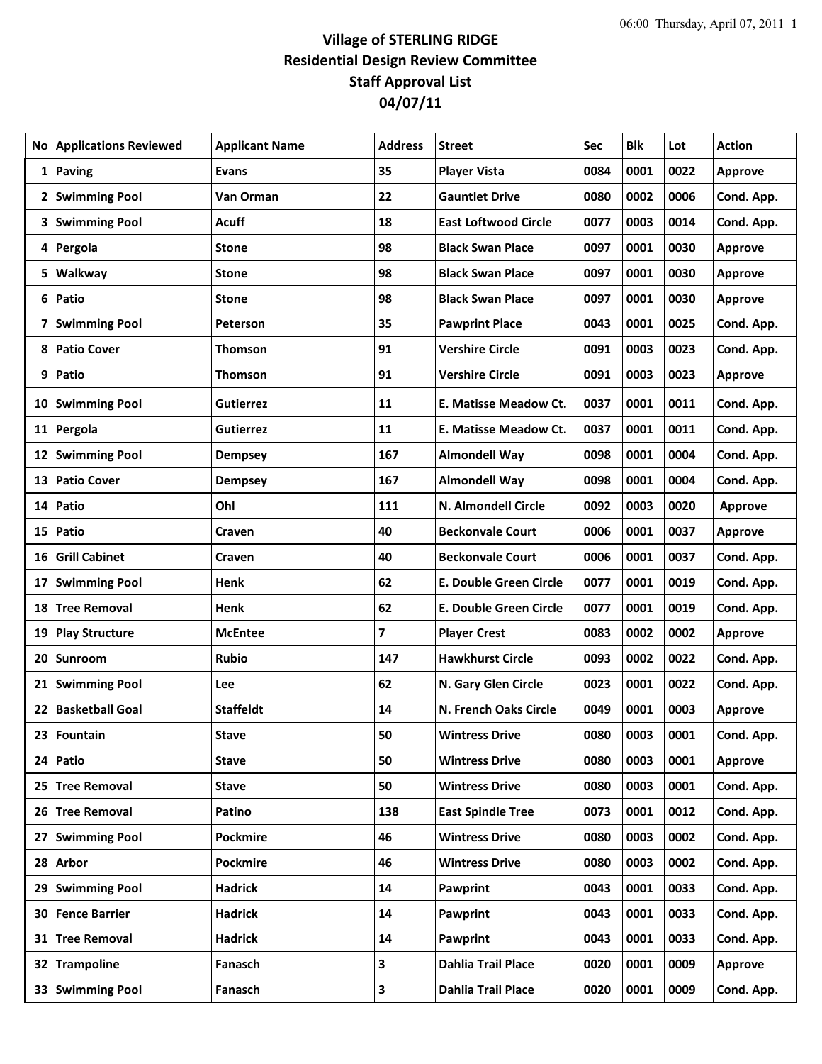# Village of STERLING RIDGE
## Residential Design Review Committee
## Staff Approval List
## 04/07/11

| No | Applications Reviewed | Applicant Name | Address | Street | Sec | Blk | Lot | Action |
|---|---|---|---|---|---|---|---|---|
| 1 | Paving | Evans | 35 | Player Vista | 0084 | 0001 | 0022 | Approve |
| 2 | Swimming Pool | Van Orman | 22 | Gauntlet Drive | 0080 | 0002 | 0006 | Cond. App. |
| 3 | Swimming Pool | Acuff | 18 | East Loftwood Circle | 0077 | 0003 | 0014 | Cond. App. |
| 4 | Pergola | Stone | 98 | Black Swan Place | 0097 | 0001 | 0030 | Approve |
| 5 | Walkway | Stone | 98 | Black Swan Place | 0097 | 0001 | 0030 | Approve |
| 6 | Patio | Stone | 98 | Black Swan Place | 0097 | 0001 | 0030 | Approve |
| 7 | Swimming Pool | Peterson | 35 | Pawprint Place | 0043 | 0001 | 0025 | Cond. App. |
| 8 | Patio Cover | Thomson | 91 | Vershire Circle | 0091 | 0003 | 0023 | Cond. App. |
| 9 | Patio | Thomson | 91 | Vershire Circle | 0091 | 0003 | 0023 | Approve |
| 10 | Swimming Pool | Gutierrez | 11 | E. Matisse Meadow Ct. | 0037 | 0001 | 0011 | Cond. App. |
| 11 | Pergola | Gutierrez | 11 | E. Matisse Meadow Ct. | 0037 | 0001 | 0011 | Cond. App. |
| 12 | Swimming Pool | Dempsey | 167 | Almondell Way | 0098 | 0001 | 0004 | Cond. App. |
| 13 | Patio Cover | Dempsey | 167 | Almondell Way | 0098 | 0001 | 0004 | Cond. App. |
| 14 | Patio | Ohl | 111 | N. Almondell Circle | 0092 | 0003 | 0020 | Approve |
| 15 | Patio | Craven | 40 | Beckonvale Court | 0006 | 0001 | 0037 | Approve |
| 16 | Grill Cabinet | Craven | 40 | Beckonvale Court | 0006 | 0001 | 0037 | Cond. App. |
| 17 | Swimming Pool | Henk | 62 | E. Double Green Circle | 0077 | 0001 | 0019 | Cond. App. |
| 18 | Tree Removal | Henk | 62 | E. Double Green Circle | 0077 | 0001 | 0019 | Cond. App. |
| 19 | Play Structure | McEntee | 7 | Player Crest | 0083 | 0002 | 0002 | Approve |
| 20 | Sunroom | Rubio | 147 | Hawkhurst Circle | 0093 | 0002 | 0022 | Cond. App. |
| 21 | Swimming Pool | Lee | 62 | N. Gary Glen Circle | 0023 | 0001 | 0022 | Cond. App. |
| 22 | Basketball Goal | Staffeldt | 14 | N. French Oaks Circle | 0049 | 0001 | 0003 | Approve |
| 23 | Fountain | Stave | 50 | Wintress Drive | 0080 | 0003 | 0001 | Cond. App. |
| 24 | Patio | Stave | 50 | Wintress Drive | 0080 | 0003 | 0001 | Approve |
| 25 | Tree Removal | Stave | 50 | Wintress Drive | 0080 | 0003 | 0001 | Cond. App. |
| 26 | Tree Removal | Patino | 138 | East Spindle Tree | 0073 | 0001 | 0012 | Cond. App. |
| 27 | Swimming Pool | Pockmire | 46 | Wintress Drive | 0080 | 0003 | 0002 | Cond. App. |
| 28 | Arbor | Pockmire | 46 | Wintress Drive | 0080 | 0003 | 0002 | Cond. App. |
| 29 | Swimming Pool | Hadrick | 14 | Pawprint | 0043 | 0001 | 0033 | Cond. App. |
| 30 | Fence Barrier | Hadrick | 14 | Pawprint | 0043 | 0001 | 0033 | Cond. App. |
| 31 | Tree Removal | Hadrick | 14 | Pawprint | 0043 | 0001 | 0033 | Cond. App. |
| 32 | Trampoline | Fanasch | 3 | Dahlia Trail Place | 0020 | 0001 | 0009 | Approve |
| 33 | Swimming Pool | Fanasch | 3 | Dahlia Trail Place | 0020 | 0001 | 0009 | Cond. App. |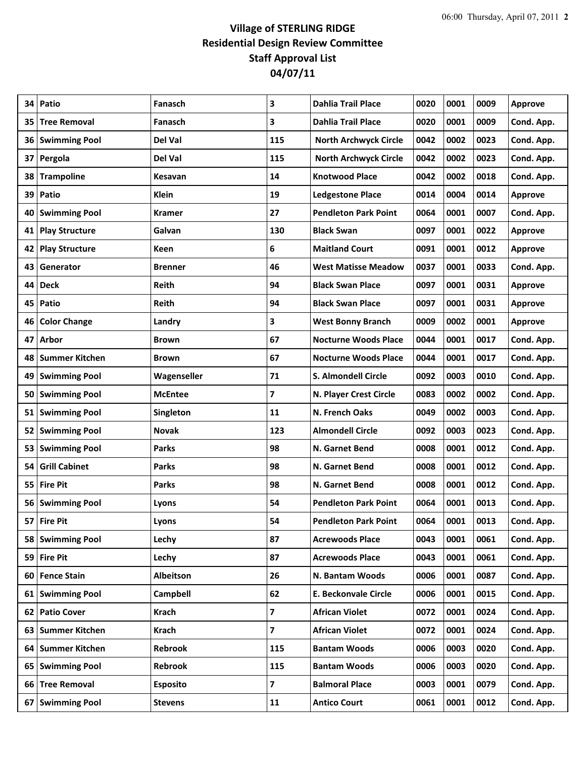# Village of STERLING RIDGE
## Residential Design Review Committee
## Staff Approval List
## 04/07/11

| | | | | | | | | |
|---|---|---|---|---|---|---|---|---|
| 34 | Patio | Fanasch | 3 | Dahlia Trail Place | 0020 | 0001 | 0009 | Approve |
| 35 | Tree Removal | Fanasch | 3 | Dahlia Trail Place | 0020 | 0001 | 0009 | Cond. App. |
| 36 | Swimming Pool | Del Val | 115 | North Archwyck Circle | 0042 | 0002 | 0023 | Cond. App. |
| 37 | Pergola | Del Val | 115 | North Archwyck Circle | 0042 | 0002 | 0023 | Cond. App. |
| 38 | Trampoline | Kesavan | 14 | Knotwood Place | 0042 | 0002 | 0018 | Cond. App. |
| 39 | Patio | Klein | 19 | Ledgestone Place | 0014 | 0004 | 0014 | Approve |
| 40 | Swimming Pool | Kramer | 27 | Pendleton Park Point | 0064 | 0001 | 0007 | Cond. App. |
| 41 | Play Structure | Galvan | 130 | Black Swan | 0097 | 0001 | 0022 | Approve |
| 42 | Play Structure | Keen | 6 | Maitland Court | 0091 | 0001 | 0012 | Approve |
| 43 | Generator | Brenner | 46 | West Matisse Meadow | 0037 | 0001 | 0033 | Cond. App. |
| 44 | Deck | Reith | 94 | Black Swan Place | 0097 | 0001 | 0031 | Approve |
| 45 | Patio | Reith | 94 | Black Swan Place | 0097 | 0001 | 0031 | Approve |
| 46 | Color Change | Landry | 3 | West Bonny Branch | 0009 | 0002 | 0001 | Approve |
| 47 | Arbor | Brown | 67 | Nocturne Woods Place | 0044 | 0001 | 0017 | Cond. App. |
| 48 | Summer Kitchen | Brown | 67 | Nocturne Woods Place | 0044 | 0001 | 0017 | Cond. App. |
| 49 | Swimming Pool | Wagenseller | 71 | S. Almondell Circle | 0092 | 0003 | 0010 | Cond. App. |
| 50 | Swimming Pool | McEntee | 7 | N. Player Crest Circle | 0083 | 0002 | 0002 | Cond. App. |
| 51 | Swimming Pool | Singleton | 11 | N. French Oaks | 0049 | 0002 | 0003 | Cond. App. |
| 52 | Swimming Pool | Novak | 123 | Almondell Circle | 0092 | 0003 | 0023 | Cond. App. |
| 53 | Swimming Pool | Parks | 98 | N. Garnet Bend | 0008 | 0001 | 0012 | Cond. App. |
| 54 | Grill Cabinet | Parks | 98 | N. Garnet Bend | 0008 | 0001 | 0012 | Cond. App. |
| 55 | Fire Pit | Parks | 98 | N. Garnet Bend | 0008 | 0001 | 0012 | Cond. App. |
| 56 | Swimming Pool | Lyons | 54 | Pendleton Park Point | 0064 | 0001 | 0013 | Cond. App. |
| 57 | Fire Pit | Lyons | 54 | Pendleton Park Point | 0064 | 0001 | 0013 | Cond. App. |
| 58 | Swimming Pool | Lechy | 87 | Acrewoods Place | 0043 | 0001 | 0061 | Cond. App. |
| 59 | Fire Pit | Lechy | 87 | Acrewoods Place | 0043 | 0001 | 0061 | Cond. App. |
| 60 | Fence Stain | Albeitson | 26 | N. Bantam Woods | 0006 | 0001 | 0087 | Cond. App. |
| 61 | Swimming Pool | Campbell | 62 | E. Beckonvale Circle | 0006 | 0001 | 0015 | Cond. App. |
| 62 | Patio Cover | Krach | 7 | African Violet | 0072 | 0001 | 0024 | Cond. App. |
| 63 | Summer Kitchen | Krach | 7 | African Violet | 0072 | 0001 | 0024 | Cond. App. |
| 64 | Summer Kitchen | Rebrook | 115 | Bantam Woods | 0006 | 0003 | 0020 | Cond. App. |
| 65 | Swimming Pool | Rebrook | 115 | Bantam Woods | 0006 | 0003 | 0020 | Cond. App. |
| 66 | Tree Removal | Esposito | 7 | Balmoral Place | 0003 | 0001 | 0079 | Cond. App. |
| 67 | Swimming Pool | Stevens | 11 | Antico Court | 0061 | 0001 | 0012 | Cond. App. |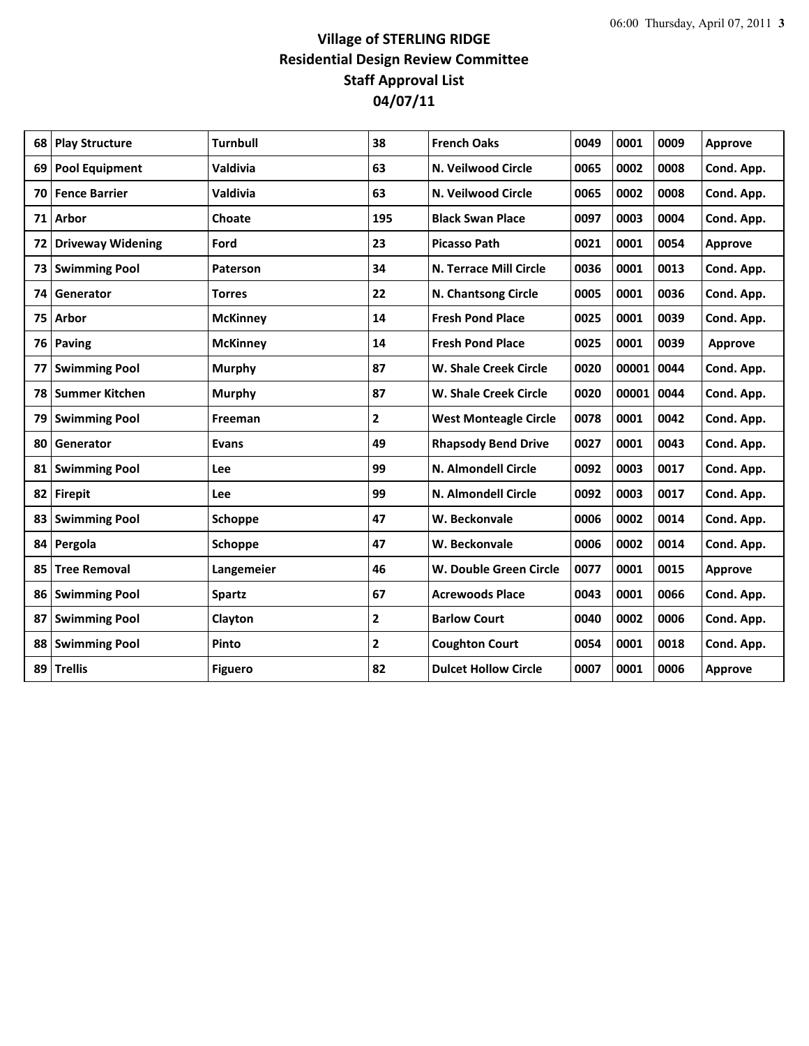**Village of STERLING RIDGE**
**Residential Design Review Committee**
**Staff Approval List**
**04/07/11**

| | | | | | | | | |
|---|---|---|---|---|---|---|---|---|
| 68 | Play Structure | Turnbull | 38 | French Oaks | 0049 | 0001 | 0009 | Approve |
| 69 | Pool Equipment | Valdivia | 63 | N. Veilwood Circle | 0065 | 0002 | 0008 | Cond. App. |
| 70 | Fence Barrier | Valdivia | 63 | N. Veilwood Circle | 0065 | 0002 | 0008 | Cond. App. |
| 71 | Arbor | Choate | 195 | Black Swan Place | 0097 | 0003 | 0004 | Cond. App. |
| 72 | Driveway Widening | Ford | 23 | Picasso Path | 0021 | 0001 | 0054 | Approve |
| 73 | Swimming Pool | Paterson | 34 | N. Terrace Mill Circle | 0036 | 0001 | 0013 | Cond. App. |
| 74 | Generator | Torres | 22 | N. Chantsong Circle | 0005 | 0001 | 0036 | Cond. App. |
| 75 | Arbor | McKinney | 14 | Fresh Pond Place | 0025 | 0001 | 0039 | Cond. App. |
| 76 | Paving | McKinney | 14 | Fresh Pond Place | 0025 | 0001 | 0039 | Approve |
| 77 | Swimming Pool | Murphy | 87 | W. Shale Creek Circle | 0020 | 00001 | 0044 | Cond. App. |
| 78 | Summer Kitchen | Murphy | 87 | W. Shale Creek Circle | 0020 | 00001 | 0044 | Cond. App. |
| 79 | Swimming Pool | Freeman | 2 | West Monteagle Circle | 0078 | 0001 | 0042 | Cond. App. |
| 80 | Generator | Evans | 49 | Rhapsody Bend Drive | 0027 | 0001 | 0043 | Cond. App. |
| 81 | Swimming Pool | Lee | 99 | N. Almondell Circle | 0092 | 0003 | 0017 | Cond. App. |
| 82 | Firepit | Lee | 99 | N. Almondell Circle | 0092 | 0003 | 0017 | Cond. App. |
| 83 | Swimming Pool | Schoppe | 47 | W. Beckonvale | 0006 | 0002 | 0014 | Cond. App. |
| 84 | Pergola | Schoppe | 47 | W. Beckonvale | 0006 | 0002 | 0014 | Cond. App. |
| 85 | Tree Removal | Langemeier | 46 | W. Double Green Circle | 0077 | 0001 | 0015 | Approve |
| 86 | Swimming Pool | Spartz | 67 | Acrewoods Place | 0043 | 0001 | 0066 | Cond. App. |
| 87 | Swimming Pool | Clayton | 2 | Barlow Court | 0040 | 0002 | 0006 | Cond. App. |
| 88 | Swimming Pool | Pinto | 2 | Coughton Court | 0054 | 0001 | 0018 | Cond. App. |
| 89 | Trellis | Figuero | 82 | Dulcet Hollow Circle | 0007 | 0001 | 0006 | Approve |